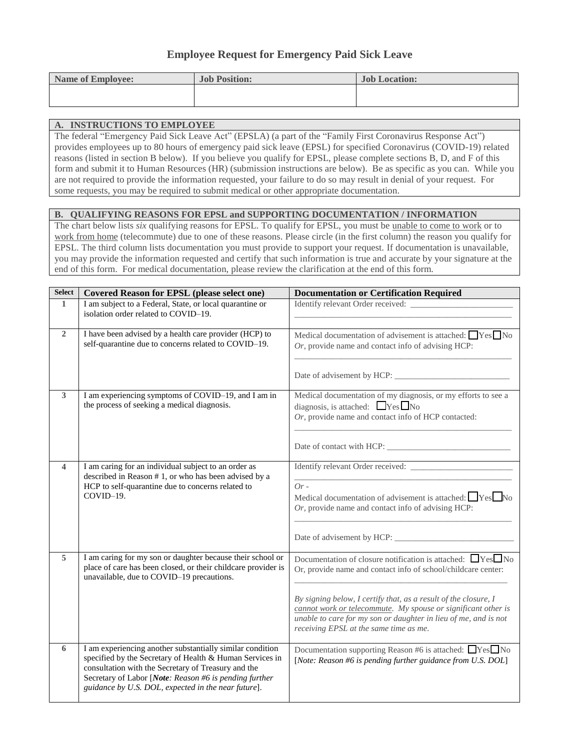# Employee Request for Emergency Paid Sick Leave

| Name of Employee: | Job Position: | Job Location: |
|---|---|---|
| | | |

## A. INSTRUCTIONS TO EMPLOYEE

The federal "Emergency Paid Sick Leave Act" (EPSLA) (a part of the "Family First Coronavirus Response Act") provides employees up to 80 hours of emergency paid sick leave (EPSL) for specified Coronavirus (COVID-19) related reasons (listed in section B below). If you believe you qualify for EPSL, please complete sections B, D, and F of this form and submit it to Human Resources (HR) (submission instructions are below). Be as specific as you can. While you are not required to provide the information requested, your failure to do so may result in denial of your request. For some requests, you may be required to submit medical or other appropriate documentation.

## B. QUALIFYING REASONS FOR EPSL and SUPPORTING DOCUMENTATION / INFORMATION

The chart below lists *six* qualifying reasons for EPSL. To qualify for EPSL, you must be unable to come to work or to work from home (telecommute) due to one of these reasons. Please circle (in the first column) the reason you qualify for EPSL. The third column lists documentation you must provide to support your request. If documentation is unavailable, you may provide the information requested and certify that such information is true and accurate by your signature at the end of this form. For medical documentation, please review the clarification at the end of this form.

| Select | Covered Reason for EPSL (please select one) | Documentation or Certification Required |
|---|---|---|
| 1 | I am subject to a Federal, State, or local quarantine or isolation order related to COVID–19. | Identify relevant Order received: ________________________ ____________________________________________________ |
| 2 | I have been advised by a health care provider (HCP) to self-quarantine due to concerns related to COVID–19. | Medical documentation of advisement is attached: ☐Yes ☐No<br>*Or*, provide name and contact info of advising HCP:<br>____________________________________________________<br>Date of advisement by HCP: ___________________________ |
| 3 | I am experiencing symptoms of COVID–19, and I am in the process of seeking a medical diagnosis. | Medical documentation of my diagnosis, or my efforts to see a diagnosis, is attached: ☐Yes ☐No<br>*Or*, provide name and contact info of HCP contacted:<br>____________________________________________________<br>Date of contact with HCP: _____________________________ |
| 4 | I am caring for an individual subject to an order as described in Reason # 1, or who has been advised by a HCP to self-quarantine due to concerns related to COVID–19. | Identify relevant Order received: ________________________ ____________________________________________________<br>*Or -*<br>Medical documentation of advisement is attached: ☐Yes ☐No<br>*Or*, provide name and contact info of advising HCP:<br>____________________________________________________<br>Date of advisement by HCP: ____________________________ |
| 5 | I am caring for my son or daughter because their school or place of care has been closed, or their childcare provider is unavailable, due to COVID–19 precautions. | Documentation of closure notification is attached: ☐Yes ☐No<br>Or, provide name and contact info of school/childcare center:<br>____________________________________________________<br>*By signing below, I certify that, as a result of the closure, I cannot work or telecommute. My spouse or significant other is unable to care for my son or daughter in lieu of me, and is not receiving EPSL at the same time as me.* |
| 6 | I am experiencing another substantially similar condition specified by the Secretary of Health & Human Services in consultation with the Secretary of Treasury and the Secretary of Labor [***Note**: Reason #6 is pending further guidance by U.S. DOL, expected in the near future*]. | Documentation supporting Reason #6 is attached: ☐Yes ☐No<br>[*Note: Reason #6 is pending further guidance from U.S. DOL*] |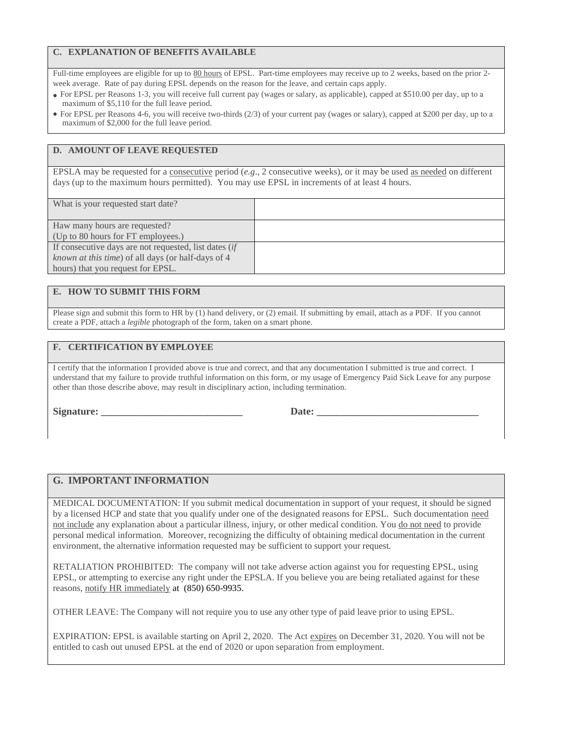## C. EXPLANATION OF BENEFITS AVAILABLE

Full-time employees are eligible for up to 80 hours of EPSL. Part-time employees may receive up to 2 weeks, based on the prior 2-week average. Rate of pay during EPSL depends on the reason for the leave, and certain caps apply.

- For EPSL per Reasons 1-3, you will receive full current pay (wages or salary, as applicable), capped at $510.00 per day, up to a maximum of $5,110 for the full leave period.
- For EPSL per Reasons 4-6, you will receive two-thirds (2/3) of your current pay (wages or salary), capped at $200 per day, up to a maximum of $2,000 for the full leave period.

## D. AMOUNT OF LEAVE REQUESTED

EPSLA may be requested for a consecutive period (*e.g*., 2 consecutive weeks), or it may be used as needed on different days (up to the maximum hours permitted). You may use EPSL in increments of at least 4 hours.

| | |
|---|---|
| What is your requested start date? | |
| Haw many hours are requested? (Up to 80 hours for FT employees.) | |
| If consecutive days are not requested, list dates (*if known at this time*) of all days (or half-days of 4 hours) that you request for EPSL. | |

## E. HOW TO SUBMIT THIS FORM

Please sign and submit this form to HR by (1) hand delivery, or (2) email. If submitting by email, attach as a PDF. If you cannot create a PDF, attach a *legible* photograph of the form, taken on a smart phone.

## F. CERTIFICATION BY EMPLOYEE

I certify that the information I provided above is true and correct, and that any documentation I submitted is true and correct. I understand that my failure to provide truthful information on this form, or my usage of Emergency Paid Sick Leave for any purpose other than those describe above, may result in disciplinary action, including termination.

**Signature: \_\_\_\_\_\_\_\_\_\_\_\_\_\_\_\_\_\_\_\_\_\_\_\_\_\_\_\_** **Date: \_\_\_\_\_\_\_\_\_\_\_\_\_\_\_\_\_\_\_\_\_\_\_\_\_\_\_\_\_\_\_\_**

## G. IMPORTANT INFORMATION

MEDICAL DOCUMENTATION: If you submit medical documentation in support of your request, it should be signed by a licensed HCP and state that you qualify under one of the designated reasons for EPSL. Such documentation need not include any explanation about a particular illness, injury, or other medical condition. You do not need to provide personal medical information. Moreover, recognizing the difficulty of obtaining medical documentation in the current environment, the alternative information requested may be sufficient to support your request.

RETALIATION PROHIBITED: The company will not take adverse action against you for requesting EPSL, using EPSL, or attempting to exercise any right under the EPSLA. If you believe you are being retaliated against for these reasons, notify HR immediately at (850) 650-9935.

OTHER LEAVE: The Company will not require you to use any other type of paid leave prior to using EPSL.

EXPIRATION: EPSL is available starting on April 2, 2020. The Act expires on December 31, 2020. You will not be entitled to cash out unused EPSL at the end of 2020 or upon separation from employment.